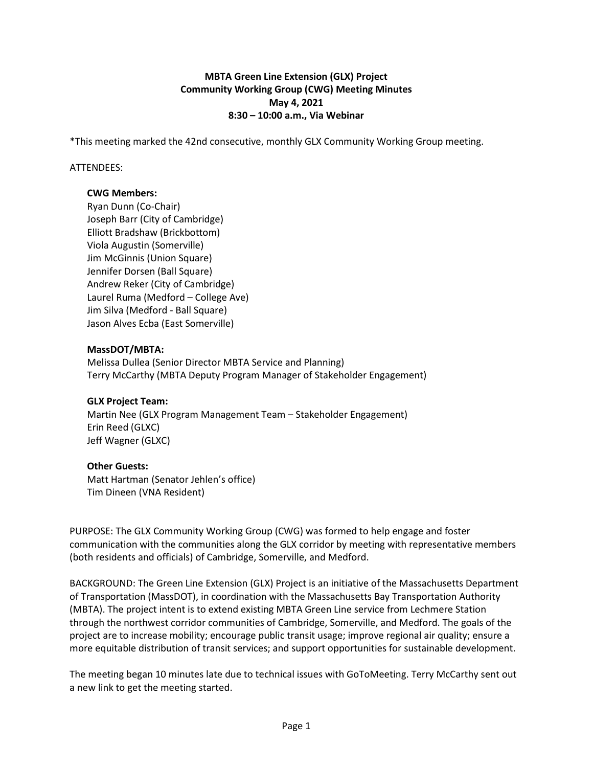**MBTA Green Line Extension (GLX) Project**
**Community Working Group (CWG) Meeting Minutes**
**May 4, 2021**
**8:30 – 10:00 a.m., Via Webinar**

*This meeting marked the 42nd consecutive, monthly GLX Community Working Group meeting.

ATTENDEES:

**CWG Members:**
Ryan Dunn (Co-Chair)
Joseph Barr (City of Cambridge)
Elliott Bradshaw (Brickbottom)
Viola Augustin (Somerville)
Jim McGinnis (Union Square)
Jennifer Dorsen (Ball Square)
Andrew Reker (City of Cambridge)
Laurel Ruma (Medford – College Ave)
Jim Silva (Medford - Ball Square)
Jason Alves Ecba (East Somerville)

**MassDOT/MBTA:**
Melissa Dullea (Senior Director MBTA Service and Planning)
Terry McCarthy (MBTA Deputy Program Manager of Stakeholder Engagement)

**GLX Project Team:**
Martin Nee (GLX Program Management Team – Stakeholder Engagement)
Erin Reed (GLXC)
Jeff Wagner (GLXC)

**Other Guests:**
Matt Hartman (Senator Jehlen's office)
Tim Dineen (VNA Resident)

PURPOSE: The GLX Community Working Group (CWG) was formed to help engage and foster communication with the communities along the GLX corridor by meeting with representative members (both residents and officials) of Cambridge, Somerville, and Medford.

BACKGROUND: The Green Line Extension (GLX) Project is an initiative of the Massachusetts Department of Transportation (MassDOT), in coordination with the Massachusetts Bay Transportation Authority (MBTA). The project intent is to extend existing MBTA Green Line service from Lechmere Station through the northwest corridor communities of Cambridge, Somerville, and Medford. The goals of the project are to increase mobility; encourage public transit usage; improve regional air quality; ensure a more equitable distribution of transit services; and support opportunities for sustainable development.

The meeting began 10 minutes late due to technical issues with GoToMeeting. Terry McCarthy sent out a new link to get the meeting started.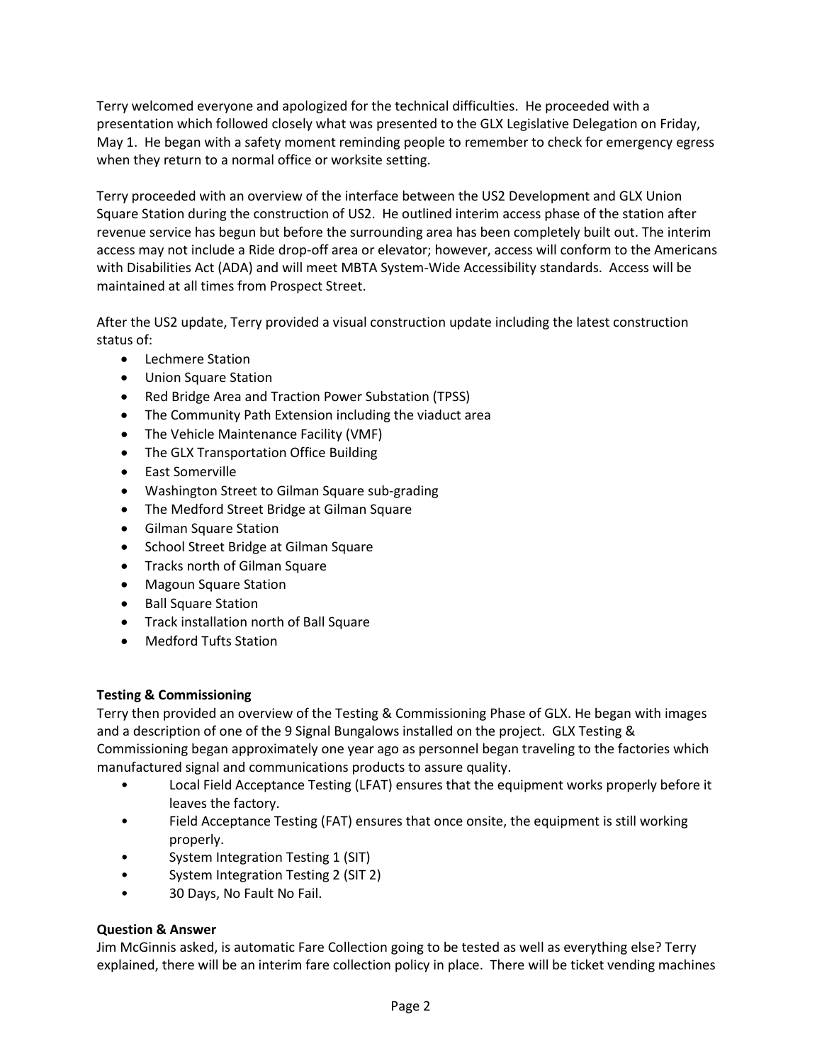Terry welcomed everyone and apologized for the technical difficulties. He proceeded with a presentation which followed closely what was presented to the GLX Legislative Delegation on Friday, May 1. He began with a safety moment reminding people to remember to check for emergency egress when they return to a normal office or worksite setting.

Terry proceeded with an overview of the interface between the US2 Development and GLX Union Square Station during the construction of US2. He outlined interim access phase of the station after revenue service has begun but before the surrounding area has been completely built out. The interim access may not include a Ride drop-off area or elevator; however, access will conform to the Americans with Disabilities Act (ADA) and will meet MBTA System-Wide Accessibility standards. Access will be maintained at all times from Prospect Street.

After the US2 update, Terry provided a visual construction update including the latest construction status of:

- Lechmere Station
- Union Square Station
- Red Bridge Area and Traction Power Substation (TPSS)
- The Community Path Extension including the viaduct area
- The Vehicle Maintenance Facility (VMF)
- The GLX Transportation Office Building
- East Somerville
- Washington Street to Gilman Square sub-grading
- The Medford Street Bridge at Gilman Square
- Gilman Square Station
- School Street Bridge at Gilman Square
- Tracks north of Gilman Square
- Magoun Square Station
- Ball Square Station
- Track installation north of Ball Square
- Medford Tufts Station

**Testing & Commissioning**

Terry then provided an overview of the Testing & Commissioning Phase of GLX. He began with images and a description of one of the 9 Signal Bungalows installed on the project. GLX Testing & Commissioning began approximately one year ago as personnel began traveling to the factories which manufactured signal and communications products to assure quality.

- Local Field Acceptance Testing (LFAT) ensures that the equipment works properly before it leaves the factory.
- Field Acceptance Testing (FAT) ensures that once onsite, the equipment is still working properly.
- System Integration Testing 1 (SIT)
- System Integration Testing 2 (SIT 2)
- 30 Days, No Fault No Fail.

**Question & Answer**

Jim McGinnis asked, is automatic Fare Collection going to be tested as well as everything else? Terry explained, there will be an interim fare collection policy in place. There will be ticket vending machines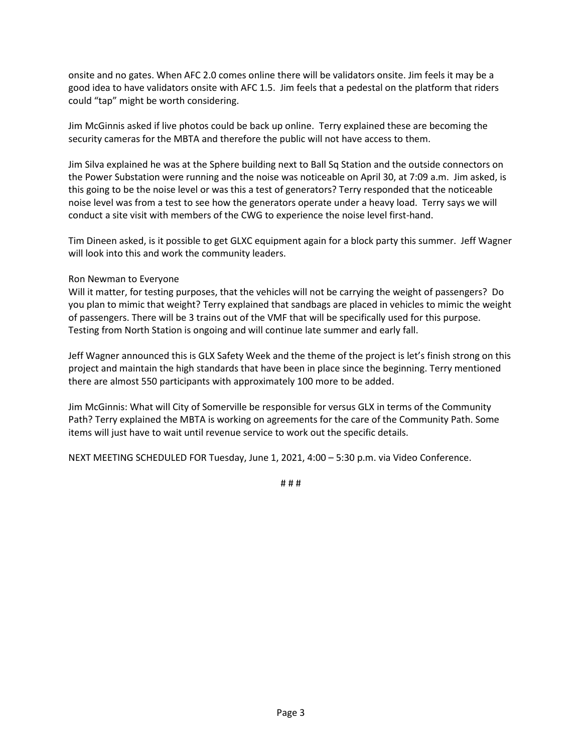onsite and no gates. When AFC 2.0 comes online there will be validators onsite. Jim feels it may be a good idea to have validators onsite with AFC 1.5. Jim feels that a pedestal on the platform that riders could "tap" might be worth considering.

Jim McGinnis asked if live photos could be back up online. Terry explained these are becoming the security cameras for the MBTA and therefore the public will not have access to them.

Jim Silva explained he was at the Sphere building next to Ball Sq Station and the outside connectors on the Power Substation were running and the noise was noticeable on April 30, at 7:09 a.m. Jim asked, is this going to be the noise level or was this a test of generators? Terry responded that the noticeable noise level was from a test to see how the generators operate under a heavy load. Terry says we will conduct a site visit with members of the CWG to experience the noise level first-hand.

Tim Dineen asked, is it possible to get GLXC equipment again for a block party this summer. Jeff Wagner will look into this and work the community leaders.

Ron Newman to Everyone
Will it matter, for testing purposes, that the vehicles will not be carrying the weight of passengers? Do you plan to mimic that weight? Terry explained that sandbags are placed in vehicles to mimic the weight of passengers. There will be 3 trains out of the VMF that will be specifically used for this purpose. Testing from North Station is ongoing and will continue late summer and early fall.

Jeff Wagner announced this is GLX Safety Week and the theme of the project is let's finish strong on this project and maintain the high standards that have been in place since the beginning. Terry mentioned there are almost 550 participants with approximately 100 more to be added.

Jim McGinnis: What will City of Somerville be responsible for versus GLX in terms of the Community Path? Terry explained the MBTA is working on agreements for the care of the Community Path. Some items will just have to wait until revenue service to work out the specific details.

NEXT MEETING SCHEDULED FOR Tuesday, June 1, 2021, 4:00 – 5:30 p.m. via Video Conference.

# # #